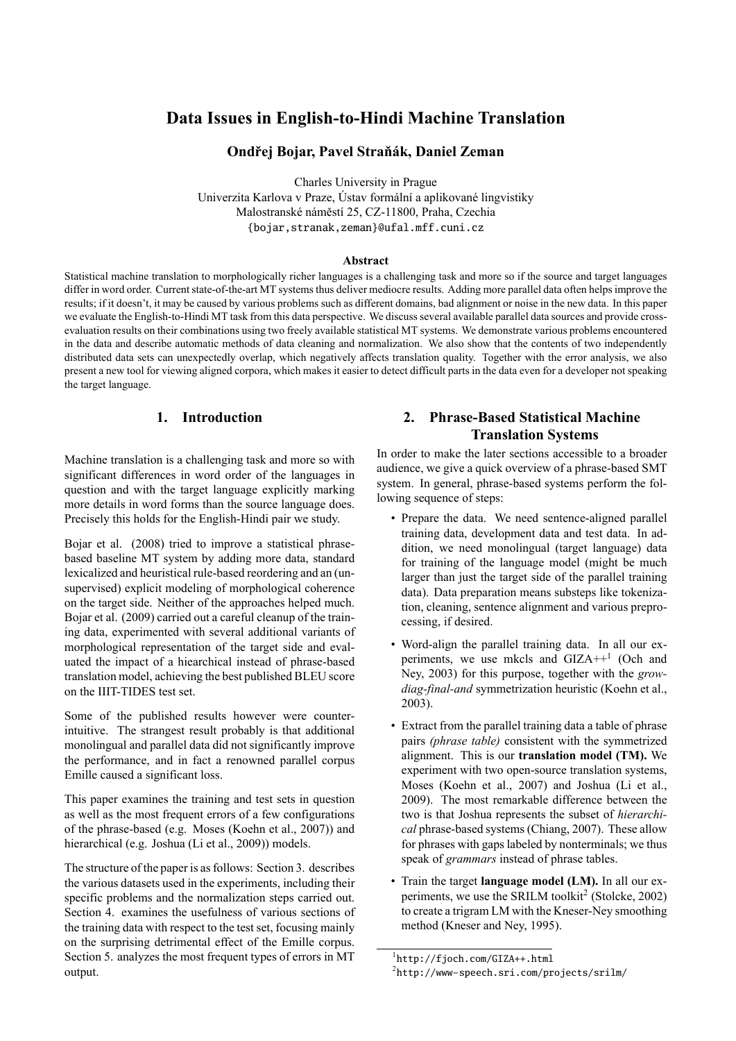# Data Issues in English-to-Hindi Machine Translation

**Ondřej Bojar, Pavel Straňák, Daniel Zeman**

Charles University in Prague
Univerzita Karlova v Praze, Ústav formální a aplikované lingvistiky
Malostranské náměstí 25, CZ-11800, Praha, Czechia
{bojar,stranak,zeman}@ufal.mff.cuni.cz

### Abstract

Statistical machine translation to morphologically richer languages is a challenging task and more so if the source and target languages differ in word order. Current state-of-the-art MT systems thus deliver mediocre results. Adding more parallel data often helps improve the results; if it doesn't, it may be caused by various problems such as different domains, bad alignment or noise in the new data. In this paper we evaluate the English-to-Hindi MT task from this data perspective. We discuss several available parallel data sources and provide cross-evaluation results on their combinations using two freely available statistical MT systems. We demonstrate various problems encountered in the data and describe automatic methods of data cleaning and normalization. We also show that the contents of two independently distributed data sets can unexpectedly overlap, which negatively affects translation quality. Together with the error analysis, we also present a new tool for viewing aligned corpora, which makes it easier to detect difficult parts in the data even for a developer not speaking the target language.

## 1. Introduction

Machine translation is a challenging task and more so with significant differences in word order of the languages in question and with the target language explicitly marking more details in word forms than the source language does. Precisely this holds for the English-Hindi pair we study.

Bojar et al. (2008) tried to improve a statistical phrase-based baseline MT system by adding more data, standard lexicalized and heuristical rule-based reordering and an (unsupervised) explicit modeling of morphological coherence on the target side. Neither of the approaches helped much. Bojar et al. (2009) carried out a careful cleanup of the training data, experimented with several additional variants of morphological representation of the target side and evaluated the impact of a hiearchical instead of phrase-based translation model, achieving the best published BLEU score on the IIIT-TIDES test set.

Some of the published results however were counter-intuitive. The strangest result probably is that additional monolingual and parallel data did not significantly improve the performance, and in fact a renowned parallel corpus Emille caused a significant loss.

This paper examines the training and test sets in question as well as the most frequent errors of a few configurations of the phrase-based (e.g. Moses (Koehn et al., 2007)) and hierarchical (e.g. Joshua (Li et al., 2009)) models.

The structure of the paper is as follows: Section 3. describes the various datasets used in the experiments, including their specific problems and the normalization steps carried out. Section 4. examines the usefulness of various sections of the training data with respect to the test set, focusing mainly on the surprising detrimental effect of the Emille corpus. Section 5. analyzes the most frequent types of errors in MT output.

## 2. Phrase-Based Statistical Machine Translation Systems

In order to make the later sections accessible to a broader audience, we give a quick overview of a phrase-based SMT system. In general, phrase-based systems perform the following sequence of steps:

- Prepare the data. We need sentence-aligned parallel training data, development data and test data. In addition, we need monolingual (target language) data for training of the language model (might be much larger than just the target side of the parallel training data). Data preparation means substeps like tokenization, cleaning, sentence alignment and various preprocessing, if desired.
- Word-align the parallel training data. In all our experiments, we use mkcls and GIZA++[1] (Och and Ney, 2003) for this purpose, together with the *grow-diag-final-and* symmetrization heuristic (Koehn et al., 2003).
- Extract from the parallel training data a table of phrase pairs *(phrase table)* consistent with the symmetrized alignment. This is our **translation model (TM).** We experiment with two open-source translation systems, Moses (Koehn et al., 2007) and Joshua (Li et al., 2009). The most remarkable difference between the two is that Joshua represents the subset of *hierarchical* phrase-based systems (Chiang, 2007). These allow for phrases with gaps labeled by nonterminals; we thus speak of *grammars* instead of phrase tables.
- Train the target **language model (LM).** In all our experiments, we use the SRILM toolkit[2] (Stolcke, 2002) to create a trigram LM with the Kneser-Ney smoothing method (Kneser and Ney, 1995).

[1] http://fjoch.com/GIZA++.html

[2] http://www-speech.sri.com/projects/srilm/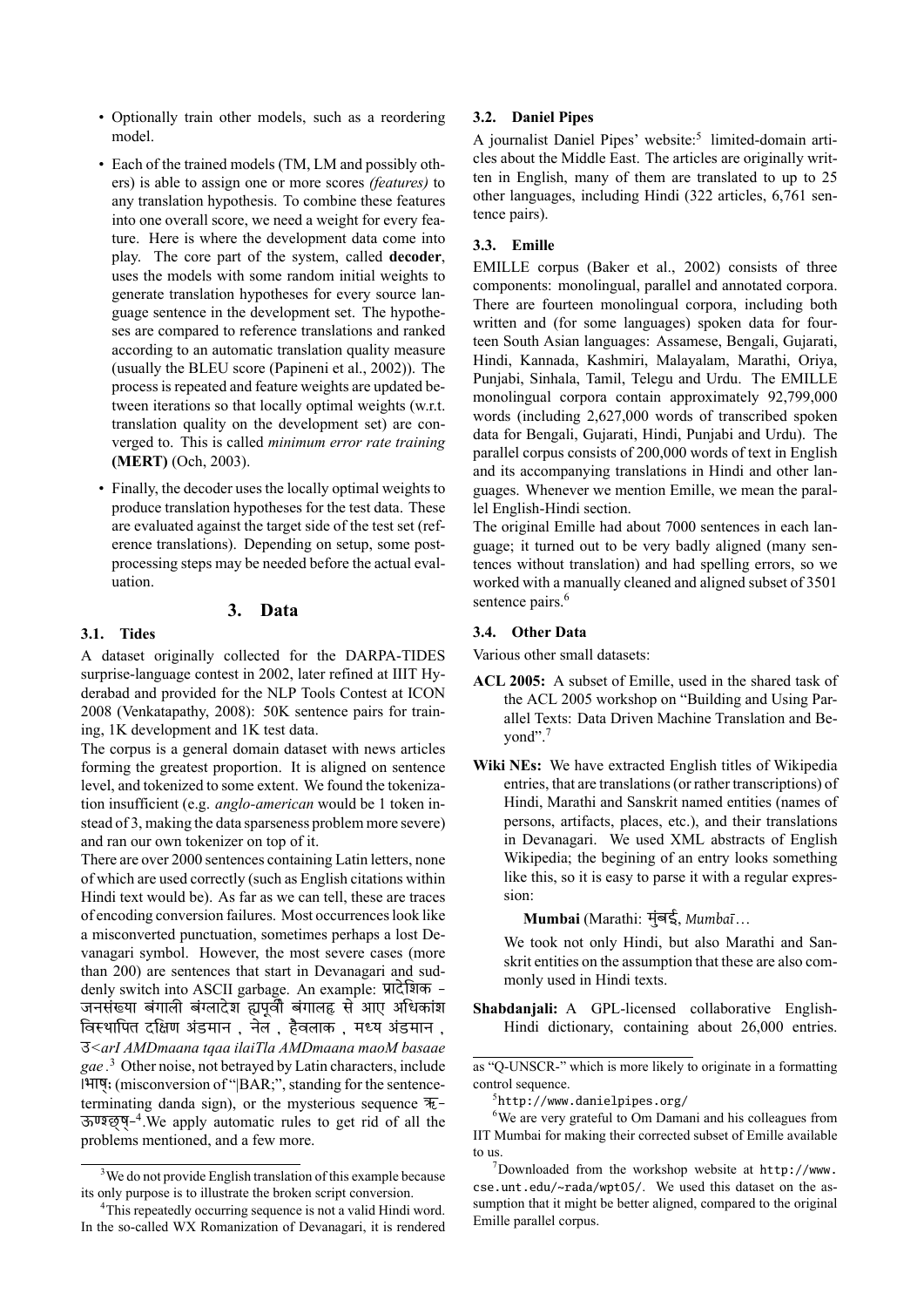- Optionally train other models, such as a reordering model.
- Each of the trained models (TM, LM and possibly others) is able to assign one or more scores *(features)* to any translation hypothesis. To combine these features into one overall score, we need a weight for every feature. Here is where the development data come into play. The core part of the system, called **decoder**, uses the models with some random initial weights to generate translation hypotheses for every source language sentence in the development set. The hypotheses are compared to reference translations and ranked according to an automatic translation quality measure (usually the BLEU score (Papineni et al., 2002)). The process is repeated and feature weights are updated between iterations so that locally optimal weights (w.r.t. translation quality on the development set) are converged to. This is called *minimum error rate training* **(MERT)** (Och, 2003).
- Finally, the decoder uses the locally optimal weights to produce translation hypotheses for the test data. These are evaluated against the target side of the test set (reference translations). Depending on setup, some postprocessing steps may be needed before the actual evaluation.

## 3. Data

### 3.1. Tides

A dataset originally collected for the DARPA-TIDES surprise-language contest in 2002, later refined at IIIT Hyderabad and provided for the NLP Tools Contest at ICON 2008 (Venkatapathy, 2008): 50K sentence pairs for training, 1K development and 1K test data.

The corpus is a general domain dataset with news articles forming the greatest proportion. It is aligned on sentence level, and tokenized to some extent. We found the tokenization insufficient (e.g. *anglo-american* would be 1 token instead of 3, making the data sparseness problem more severe) and ran our own tokenizer on top of it.

There are over 2000 sentences containing Latin letters, none of which are used correctly (such as English citations within Hindi text would be). As far as we can tell, these are traces of encoding conversion failures. Most occurrences look like a misconverted punctuation, sometimes perhaps a lost Devanagari symbol. However, the most severe cases (more than 200) are sentences that start in Devanagari and suddenly switch into ASCII garbage. An example: प्रादेशिक - जनसंख्या बंगाली बंग्लादेश ह्यपूर्वी बंगालह्र से आए अधिकांश विस्थापित दक्षिण अंडमान , नेल , हैवलाक , मध्य अंडमान , उ<*arI AMDmaana tqaa ilaiTla AMDmaana maoM basaae gae* .[3] Other noise, not betrayed by Latin characters, include ।भाष; (misconversion of "|BAR;", standing for the sentence-terminating danda sign), or the mysterious sequence ॠ-ऊण्श्छ्ष्-[4].We apply automatic rules to get rid of all the problems mentioned, and a few more.

### 3.2. Daniel Pipes

A journalist Daniel Pipes' website:[5] limited-domain articles about the Middle East. The articles are originally written in English, many of them are translated to up to 25 other languages, including Hindi (322 articles, 6,761 sentence pairs).

### 3.3. Emille

EMILLE corpus (Baker et al., 2002) consists of three components: monolingual, parallel and annotated corpora. There are fourteen monolingual corpora, including both written and (for some languages) spoken data for fourteen South Asian languages: Assamese, Bengali, Gujarati, Hindi, Kannada, Kashmiri, Malayalam, Marathi, Oriya, Punjabi, Sinhala, Tamil, Telegu and Urdu. The EMILLE monolingual corpora contain approximately 92,799,000 words (including 2,627,000 words of transcribed spoken data for Bengali, Gujarati, Hindi, Punjabi and Urdu). The parallel corpus consists of 200,000 words of text in English and its accompanying translations in Hindi and other languages. Whenever we mention Emille, we mean the parallel English-Hindi section.

The original Emille had about 7000 sentences in each language; it turned out to be very badly aligned (many sentences without translation) and had spelling errors, so we worked with a manually cleaned and aligned subset of 3501 sentence pairs.[6]

### 3.4. Other Data

Various other small datasets:

**ACL 2005:** A subset of Emille, used in the shared task of the ACL 2005 workshop on "Building and Using Parallel Texts: Data Driven Machine Translation and Beyond".[7]

**Wiki NEs:** We have extracted English titles of Wikipedia entries, that are translations (or rather transcriptions) of Hindi, Marathi and Sanskrit named entities (names of persons, artifacts, places, etc.), and their translations in Devanagari. We used XML abstracts of English Wikipedia; the begining of an entry looks something like this, so it is easy to parse it with a regular expression:

**Mumbai** (Marathi: मुंबई, *Mumbaī*…

We took not only Hindi, but also Marathi and Sanskrit entities on the assumption that these are also commonly used in Hindi texts.

**Shabdanjali:** A GPL-licensed collaborative English-Hindi dictionary, containing about 26,000 entries.

---

[3] We do not provide English translation of this example because its only purpose is to illustrate the broken script conversion.

[4] This repeatedly occurring sequence is not a valid Hindi word. In the so-called WX Romanization of Devanagari, it is rendered as "Q-UNSCR-" which is more likely to originate in a formatting control sequence.

[5] http://www.danielpipes.org/

[6] We are very grateful to Om Damani and his colleagues from IIT Mumbai for making their corrected subset of Emille available to us.

[7] Downloaded from the workshop website at http://www.cse.unt.edu/~rada/wpt05/. We used this dataset on the assumption that it might be better aligned, compared to the original Emille parallel corpus.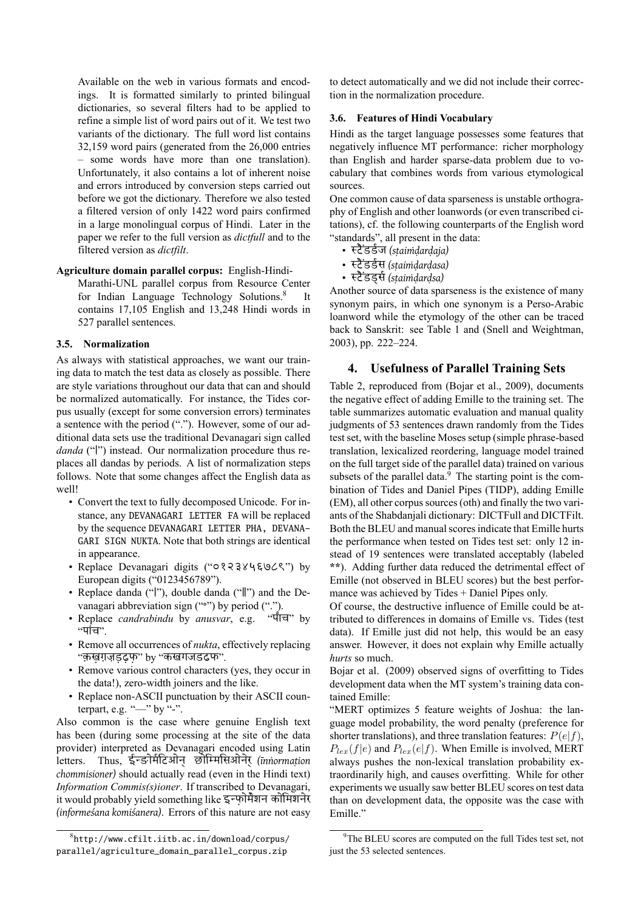Available on the web in various formats and encodings. It is formatted similarly to printed bilingual dictionaries, so several filters had to be applied to refine a simple list of word pairs out of it. We test two variants of the dictionary. The full word list contains 32,159 word pairs (generated from the 26,000 entries – some words have more than one translation). Unfortunately, it also contains a lot of inherent noise and errors introduced by conversion steps carried out before we got the dictionary. Therefore we also tested a filtered version of only 1422 word pairs confirmed in a large monolingual corpus of Hindi. Later in the paper we refer to the full version as *dictfull* and to the filtered version as *dictfilt*.

**Agriculture domain parallel corpus:** English-Hindi-Marathi-UNL parallel corpus from Resource Center for Indian Language Technology Solutions.[8] It contains 17,105 English and 13,248 Hindi words in 527 parallel sentences.

### 3.5. Normalization

As always with statistical approaches, we want our training data to match the test data as closely as possible. There are style variations throughout our data that can and should be normalized automatically. For instance, the Tides corpus usually (except for some conversion errors) terminates a sentence with the period ("."). However, some of our additional data sets use the traditional Devanagari sign called *danda* ("।") instead. Our normalization procedure thus replaces all dandas by periods. A list of normalization steps follows. Note that some changes affect the English data as well!

- Convert the text to fully decomposed Unicode. For instance, any `DEVANAGARI LETTER FA` will be replaced by the sequence `DEVANAGARI LETTER PHA, DEVANAGARI SIGN NUKTA`. Note that both strings are identical in appearance.
- Replace Devanagari digits ("०१२३४५६७८९") by European digits ("0123456789").
- Replace danda ("।"), double danda ("॥") and the Devanagari abbreviation sign ("॰") by period (".").
- Replace *candrabindu* by *anusvar*, e.g. "पाँच" by "पांच".
- Remove all occurrences of *nukta*, effectively replacing "क़ख़ग़ज़ड़ढ़फ़" by "कखगजडढफ".
- Remove various control characters (yes, they occur in the data!), zero-width joiners and the like.
- Replace non-ASCII punctuation by their ASCII counterpart, e.g. "—" by "-".

Also common is the case where genuine English text has been (during some processing at the site of the data provider) interpreted as Devanagari encoded using Latin letters. Thus, ईन्डोर्मेटिओन् छोम्मिसिओनेर् *(īnnormaṭion chommisioner)* should actually read (even in the Hindi text) *Information Commis(s)ioner*. If transcribed to Devanagari, it would probably yield something like इन्फोर्मेशन कोमिशनेर *(informeśana komiśanera)*. Errors of this nature are not easy to detect automatically and we did not include their correction in the normalization procedure.

### 3.6. Features of Hindi Vocabulary

Hindi as the target language possesses some features that negatively influence MT performance: richer morphology than English and harder sparse-data problem due to vocabulary that combines words from various etymological sources.

One common cause of data sparseness is unstable orthography of English and other loanwords (or even transcribed citations), cf. the following counterparts of the English word "standards", all present in the data:

- स्टैंडर्डज *(sṭaiṁḍarḍaja)*
- स्टैंडर्डस *(sṭaiṁḍarḍasa)*
- स्टैंडड्र्स *(sṭaiṁḍarḍsa)*

Another source of data sparseness is the existence of many synonym pairs, in which one synonym is a Perso-Arabic loanword while the etymology of the other can be traced back to Sanskrit: see Table 1 and (Snell and Weightman, 2003), pp. 222–224.

## 4. Usefulness of Parallel Training Sets

Table 2, reproduced from (Bojar et al., 2009), documents the negative effect of adding Emille to the training set. The table summarizes automatic evaluation and manual quality judgments of 53 sentences drawn randomly from the Tides test set, with the baseline Moses setup (simple phrase-based translation, lexicalized reordering, language model trained on the full target side of the parallel data) trained on various subsets of the parallel data.[9] The starting point is the combination of Tides and Daniel Pipes (TIDP), adding Emille (EM), all other corpus sources (oth) and finally the two variants of the Shabdanjali dictionary: DICTFull and DICTFilt. Both the BLEU and manual scores indicate that Emille hurts the performance when tested on Tides test set: only 12 instead of 19 sentences were translated acceptably (labeled **). Adding further data reduced the detrimental effect of Emille (not observed in BLEU scores) but the best performance was achieved by Tides + Daniel Pipes only.

Of course, the destructive influence of Emille could be attributed to differences in domains of Emille vs. Tides (test data). If Emille just did not help, this would be an easy answer. However, it does not explain why Emille actually *hurts* so much.

Bojar et al. (2009) observed signs of overfitting to Tides development data when the MT system's training data contained Emille:

"MERT optimizes 5 feature weights of Joshua: the language model probability, the word penalty (preference for shorter translations), and three translation features: $P(e|f)$, $P_{lex}(f|e)$ and $P_{lex}(e|f)$. When Emille is involved, MERT always pushes the non-lexical translation probability extraordinarily high, and causes overfitting. While for other experiments we usually saw better BLEU scores on test data than on development data, the opposite was the case with Emille."

[8] http://www.cfilt.iitb.ac.in/download/corpus/parallel/agriculture_domain_parallel_corpus.zip

[9] The BLEU scores are computed on the full Tides test set, not just the 53 selected sentences.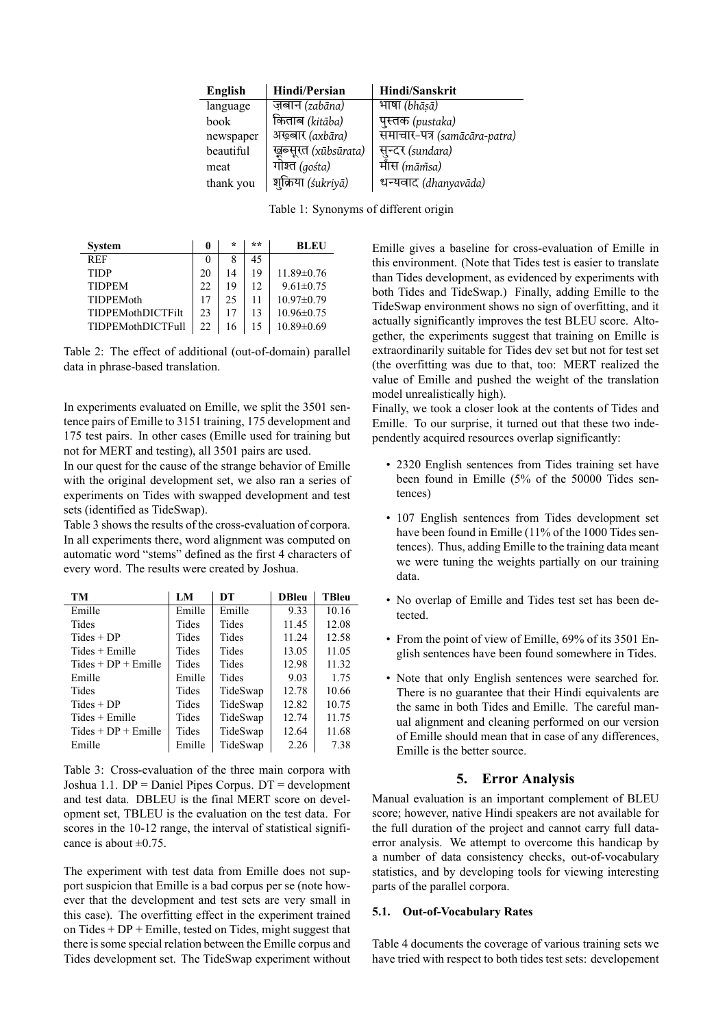| English | Hindi/Persian | Hindi/Sanskrit |
|---|---|---|
| language | ज़बान *(zabāna)* | भाषा *(bhāṣā)* |
| book | किताब *(kitāba)* | पुस्तक *(pustaka)* |
| newspaper | अख़बार *(axbāra)* | समाचार-पत्र *(samācāra-patra)* |
| beautiful | ख़ूबसूरत *(xūbsūrata)* | सुन्दर *(sundara)* |
| meat | गोश्त *(gośta)* | माँस *(mām̃sa)* |
| thank you | शुक्रिया *(śukriyā)* | धन्यवाद *(dhanyavāda)* |

Table 1: Synonyms of different origin

| System | 0 | * | ** | BLEU |
|---|---|---|---|---|
| REF | 0 | 8 | 45 | |
| TIDP | 20 | 14 | 19 | 11.89±0.76 |
| TIDPEM | 22 | 19 | 12 | 9.61±0.75 |
| TIDPEMoth | 17 | 25 | 11 | 10.97±0.79 |
| TIDPEMothDICTFilt | 23 | 17 | 13 | 10.96±0.75 |
| TIDPEMothDICTFull | 22 | 16 | 15 | 10.89±0.69 |

Table 2: The effect of additional (out-of-domain) parallel data in phrase-based translation.

In experiments evaluated on Emille, we split the 3501 sentence pairs of Emille to 3151 training, 175 development and 175 test pairs. In other cases (Emille used for training but not for MERT and testing), all 3501 pairs are used.

In our quest for the cause of the strange behavior of Emille with the original development set, we also ran a series of experiments on Tides with swapped development and test sets (identified as TideSwap).

Table 3 shows the results of the cross-evaluation of corpora. In all experiments there, word alignment was computed on automatic word "stems" defined as the first 4 characters of every word. The results were created by Joshua.

| TM | LM | DT | DBleu | TBleu |
|---|---|---|---|---|
| Emille | Emille | Emille | 9.33 | 10.16 |
| Tides | Tides | Tides | 11.45 | 12.08 |
| Tides + DP | Tides | Tides | 11.24 | 12.58 |
| Tides + Emille | Tides | Tides | 13.05 | 11.05 |
| Tides + DP + Emille | Tides | Tides | 12.98 | 11.32 |
| Emille | Emille | Tides | 9.03 | 1.75 |
| Tides | Tides | TideSwap | 12.78 | 10.66 |
| Tides + DP | Tides | TideSwap | 12.82 | 10.75 |
| Tides + Emille | Tides | TideSwap | 12.74 | 11.75 |
| Tides + DP + Emille | Tides | TideSwap | 12.64 | 11.68 |
| Emille | Emille | TideSwap | 2.26 | 7.38 |

Table 3: Cross-evaluation of the three main corpora with Joshua 1.1. DP = Daniel Pipes Corpus. DT = development and test data. DBLEU is the final MERT score on development set, TBLEU is the evaluation on the test data. For scores in the 10-12 range, the interval of statistical significance is about ±0.75.

The experiment with test data from Emille does not support suspicion that Emille is a bad corpus per se (note however that the development and test sets are very small in this case). The overfitting effect in the experiment trained on Tides + DP + Emille, tested on Tides, might suggest that there is some special relation between the Emille corpus and Tides development set. The TideSwap experiment without Emille gives a baseline for cross-evaluation of Emille in this environment. (Note that Tides test is easier to translate than Tides development, as evidenced by experiments with both Tides and TideSwap.) Finally, adding Emille to the TideSwap environment shows no sign of overfitting, and it actually significantly improves the test BLEU score. Altogether, the experiments suggest that training on Emille is extraordinarily suitable for Tides dev set but not for test set (the overfitting was due to that, too: MERT realized the value of Emille and pushed the weight of the translation model unrealistically high).

Finally, we took a closer look at the contents of Tides and Emille. To our surprise, it turned out that these two independently acquired resources overlap significantly:

- 2320 English sentences from Tides training set have been found in Emille (5% of the 50000 Tides sentences)
- 107 English sentences from Tides development set have been found in Emille (11% of the 1000 Tides sentences). Thus, adding Emille to the training data meant we were tuning the weights partially on our training data.
- No overlap of Emille and Tides test set has been detected.
- From the point of view of Emille, 69% of its 3501 English sentences have been found somewhere in Tides.
- Note that only English sentences were searched for. There is no guarantee that their Hindi equivalents are the same in both Tides and Emille. The careful manual alignment and cleaning performed on our version of Emille should mean that in case of any differences, Emille is the better source.

## 5. Error Analysis

Manual evaluation is an important complement of BLEU score; however, native Hindi speakers are not available for the full duration of the project and cannot carry full data-error analysis. We attempt to overcome this handicap by a number of data consistency checks, out-of-vocabulary statistics, and by developing tools for viewing interesting parts of the parallel corpora.

### 5.1. Out-of-Vocabulary Rates

Table 4 documents the coverage of various training sets we have tried with respect to both tides test sets: developement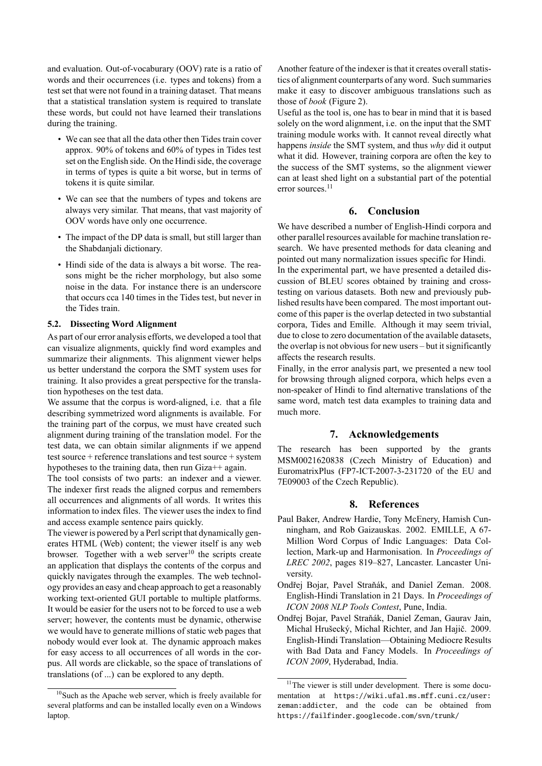and evaluation. Out-of-vocaburary (OOV) rate is a ratio of words and their occurrences (i.e. types and tokens) from a test set that were not found in a training dataset. That means that a statistical translation system is required to translate these words, but could not have learned their translations during the training.

- We can see that all the data other then Tides train cover approx. 90% of tokens and 60% of types in Tides test set on the English side. On the Hindi side, the coverage in terms of types is quite a bit worse, but in terms of tokens it is quite similar.
- We can see that the numbers of types and tokens are always very similar. That means, that vast majority of OOV words have only one occurrence.
- The impact of the DP data is small, but still larger than the Shabdanjali dictionary.
- Hindi side of the data is always a bit worse. The reasons might be the richer morphology, but also some noise in the data. For instance there is an underscore that occurs cca 140 times in the Tides test, but never in the Tides train.

### 5.2. Dissecting Word Alignment

As part of our error analysis efforts, we developed a tool that can visualize alignments, quickly find word examples and summarize their alignments. This alignment viewer helps us better understand the corpora the SMT system uses for training. It also provides a great perspective for the translation hypotheses on the test data.

We assume that the corpus is word-aligned, i.e. that a file describing symmetrized word alignments is available. For the training part of the corpus, we must have created such alignment during training of the translation model. For the test data, we can obtain similar alignments if we append test source + reference translations and test source + system hypotheses to the training data, then run Giza++ again.

The tool consists of two parts: an indexer and a viewer. The indexer first reads the aligned corpus and remembers all occurrences and alignments of all words. It writes this information to index files. The viewer uses the index to find and access example sentence pairs quickly.

The viewer is powered by a Perl script that dynamically generates HTML (Web) content; the viewer itself is any web browser. Together with a web server[10] the scripts create an application that displays the contents of the corpus and quickly navigates through the examples. The web technology provides an easy and cheap approach to get a reasonably working text-oriented GUI portable to multiple platforms. It would be easier for the users not to be forced to use a web server; however, the contents must be dynamic, otherwise we would have to generate millions of static web pages that nobody would ever look at. The dynamic approach makes for easy access to all occurrences of all words in the corpus. All words are clickable, so the space of translations of translations (of ...) can be explored to any depth.

Another feature of the indexer is that it creates overall statistics of alignment counterparts of any word. Such summaries make it easy to discover ambiguous translations such as those of *book* (Figure 2).

Useful as the tool is, one has to bear in mind that it is based solely on the word alignment, i.e. on the input that the SMT training module works with. It cannot reveal directly what happens *inside* the SMT system, and thus *why* did it output what it did. However, training corpora are often the key to the success of the SMT systems, so the alignment viewer can at least shed light on a substantial part of the potential error sources.[11]

## 6. Conclusion

We have described a number of English-Hindi corpora and other parallel resources available for machine translation research. We have presented methods for data cleaning and pointed out many normalization issues specific for Hindi.

In the experimental part, we have presented a detailed discussion of BLEU scores obtained by training and cross-testing on various datasets. Both new and previously published results have been compared. The most important outcome of this paper is the overlap detected in two substantial corpora, Tides and Emille. Although it may seem trivial, due to close to zero documentation of the available datasets, the overlap is not obvious for new users – but it significantly affects the research results.

Finally, in the error analysis part, we presented a new tool for browsing through aligned corpora, which helps even a non-speaker of Hindi to find alternative translations of the same word, match test data examples to training data and much more.

## 7. Acknowledgements

The research has been supported by the grants MSM0021620838 (Czech Ministry of Education) and EuromatrixPlus (FP7-ICT-2007-3-231720 of the EU and 7E09003 of the Czech Republic).

## 8. References

- Paul Baker, Andrew Hardie, Tony McEnery, Hamish Cunningham, and Rob Gaizauskas. 2002. EMILLE, A 67-Million Word Corpus of Indic Languages: Data Collection, Mark-up and Harmonisation. In *Proceedings of LREC 2002*, pages 819–827, Lancaster. Lancaster University.
- Ondřej Bojar, Pavel Straňák, and Daniel Zeman. 2008. English-Hindi Translation in 21 Days. In *Proceedings of ICON 2008 NLP Tools Contest*, Pune, India.
- Ondřej Bojar, Pavel Straňák, Daniel Zeman, Gaurav Jain, Michal Hrušecký, Michal Richter, and Jan Hajič. 2009. English-Hindi Translation—Obtaining Mediocre Results with Bad Data and Fancy Models. In *Proceedings of ICON 2009*, Hyderabad, India.

[10] Such as the Apache web server, which is freely available for several platforms and can be installed locally even on a Windows laptop.

[11] The viewer is still under development. There is some documentation at `https://wiki.ufal.ms.mff.cuni.cz/user:zeman:addicter`, and the code can be obtained from `https://failfinder.googlecode.com/svn/trunk/`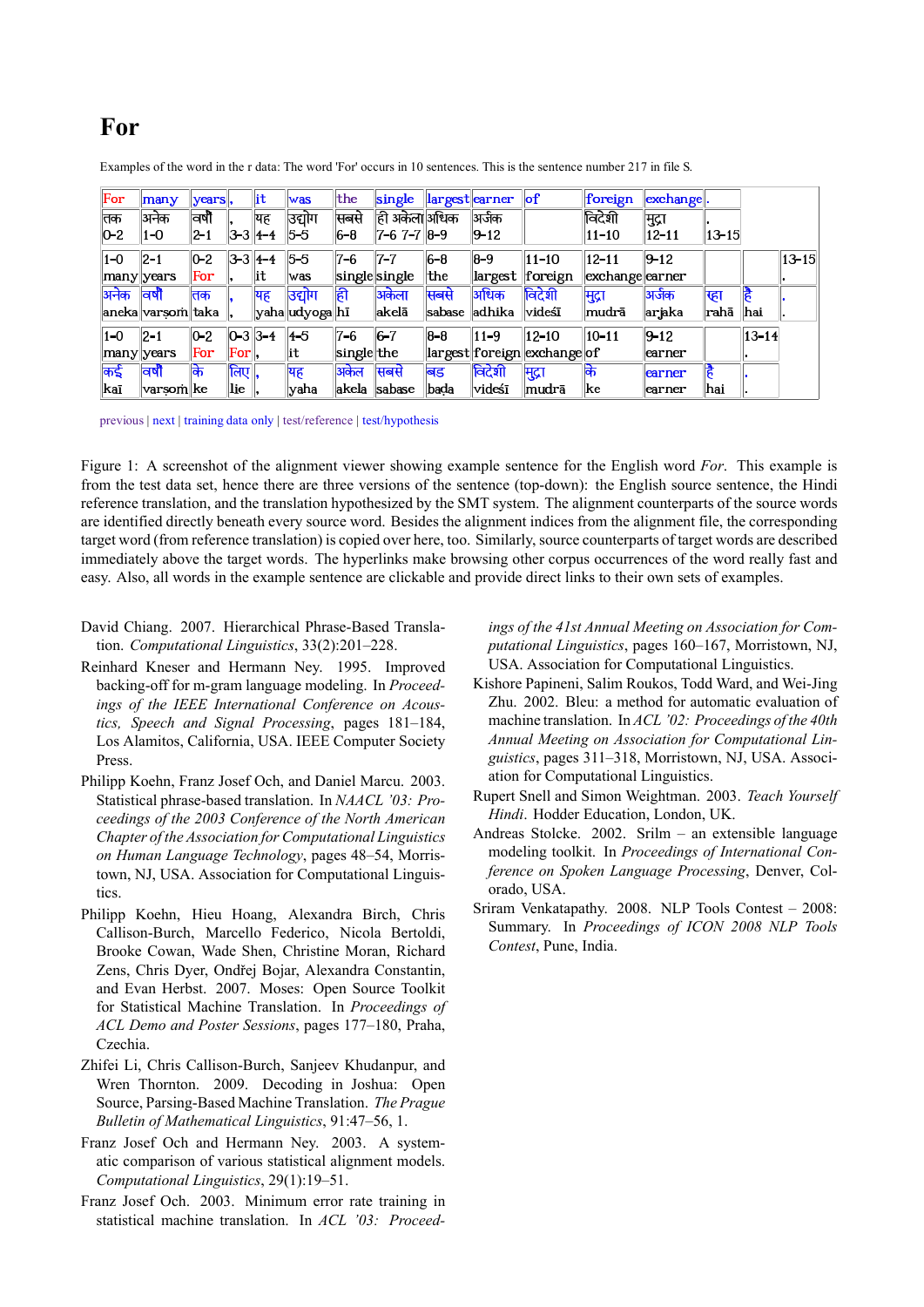## For

Examples of the word in the r data: The word 'For' occurs in 10 sentences. This is the sentence number 217 in file S.

| For | many | years | , | it | was | the | single | largest | earner | of | foreign | exchange | . | | |
|---|---|---|---|---|---|---|---|---|---|---|---|---|---|---|---|
| तक | अनेक | वर्षों | | यह | उद्योग | सबसे | ही अकेला | अधिक | अर्जक | | विदेशी | मुद्रा | . | | |
| 0-2 | 1-0 | 2-1 | 3-3 | 4-4 | 5-5 | 6-8 | 7-6 7-7 | 8-9 | 9-12 | | 11-10 | 12-11 | 13-15 | | |
| 1-0 | 2-1 | 0-2 | 3-3 | 4-4 | 5-5 | 7-6 | 7-7 | 6-8 | 8-9 | 11-10 | 12-11 | 9-12 | | | 13-15 |
| many | years | For | , | it | was | single | single | the | largest | foreign | exchange | earner | | | . |
| अनेक | वर्षों | तक | , | यह | उद्योग | ही | अकेला | सबसे | अधिक | विदेशी | मुद्रा | अर्जक | रहा | है | . |
| aneka | varṣoṁ | taka | , | yaha | udyoga | hī | akelā | sabase | adhika | videśī | mudrā | arjaka | rahā | hai | . |
| 1-0 | 2-1 | 0-2 | 0-3 | 3-4 | 4-5 | 7-6 | 6-7 | 8-8 | 11-9 | 12-10 | 10-11 | 9-12 | | 13-14 | |
| many | years | For | For | , | it | single | the | largest | foreign | exchange | of | earner | | . | |
| कई | वर्षों | के | लिए | , | यह | अकेल | सबसे | बड | विदेशी | मुद्रा | के | earner | है | . | |
| kaī | varṣoṁ | ke | lie | , | yaha | akela | sabase | baḍa | videśī | mudrā | ke | earner | hai | . | |

previous | next | training data only | test/reference | test/hypothesis

Figure 1: A screenshot of the alignment viewer showing example sentence for the English word *For*. This example is from the test data set, hence there are three versions of the sentence (top-down): the English source sentence, the Hindi reference translation, and the translation hypothesized by the SMT system. The alignment counterparts of the source words are identified directly beneath every source word. Besides the alignment indices from the alignment file, the corresponding target word (from reference translation) is copied over here, too. Similarly, source counterparts of target words are described immediately above the target words. The hyperlinks make browsing other corpus occurrences of the word really fast and easy. Also, all words in the example sentence are clickable and provide direct links to their own sets of examples.

David Chiang. 2007. Hierarchical Phrase-Based Translation. *Computational Linguistics*, 33(2):201–228.

Reinhard Kneser and Hermann Ney. 1995. Improved backing-off for m-gram language modeling. In *Proceedings of the IEEE International Conference on Acoustics, Speech and Signal Processing*, pages 181–184, Los Alamitos, California, USA. IEEE Computer Society Press.

Philipp Koehn, Franz Josef Och, and Daniel Marcu. 2003. Statistical phrase-based translation. In *NAACL '03: Proceedings of the 2003 Conference of the North American Chapter of the Association for Computational Linguistics on Human Language Technology*, pages 48–54, Morristown, NJ, USA. Association for Computational Linguistics.

Philipp Koehn, Hieu Hoang, Alexandra Birch, Chris Callison-Burch, Marcello Federico, Nicola Bertoldi, Brooke Cowan, Wade Shen, Christine Moran, Richard Zens, Chris Dyer, Ondřej Bojar, Alexandra Constantin, and Evan Herbst. 2007. Moses: Open Source Toolkit for Statistical Machine Translation. In *Proceedings of ACL Demo and Poster Sessions*, pages 177–180, Praha, Czechia.

Zhifei Li, Chris Callison-Burch, Sanjeev Khudanpur, and Wren Thornton. 2009. Decoding in Joshua: Open Source, Parsing-Based Machine Translation. *The Prague Bulletin of Mathematical Linguistics*, 91:47–56, 1.

Franz Josef Och and Hermann Ney. 2003. A systematic comparison of various statistical alignment models. *Computational Linguistics*, 29(1):19–51.

Franz Josef Och. 2003. Minimum error rate training in statistical machine translation. In *ACL '03: Proceedings of the 41st Annual Meeting on Association for Computational Linguistics*, pages 160–167, Morristown, NJ, USA. Association for Computational Linguistics.

Kishore Papineni, Salim Roukos, Todd Ward, and Wei-Jing Zhu. 2002. Bleu: a method for automatic evaluation of machine translation. In *ACL '02: Proceedings of the 40th Annual Meeting on Association for Computational Linguistics*, pages 311–318, Morristown, NJ, USA. Association for Computational Linguistics.

Rupert Snell and Simon Weightman. 2003. *Teach Yourself Hindi*. Hodder Education, London, UK.

Andreas Stolcke. 2002. Srilm – an extensible language modeling toolkit. In *Proceedings of International Conference on Spoken Language Processing*, Denver, Colorado, USA.

Sriram Venkatapathy. 2008. NLP Tools Contest – 2008: Summary. In *Proceedings of ICON 2008 NLP Tools Contest*, Pune, India.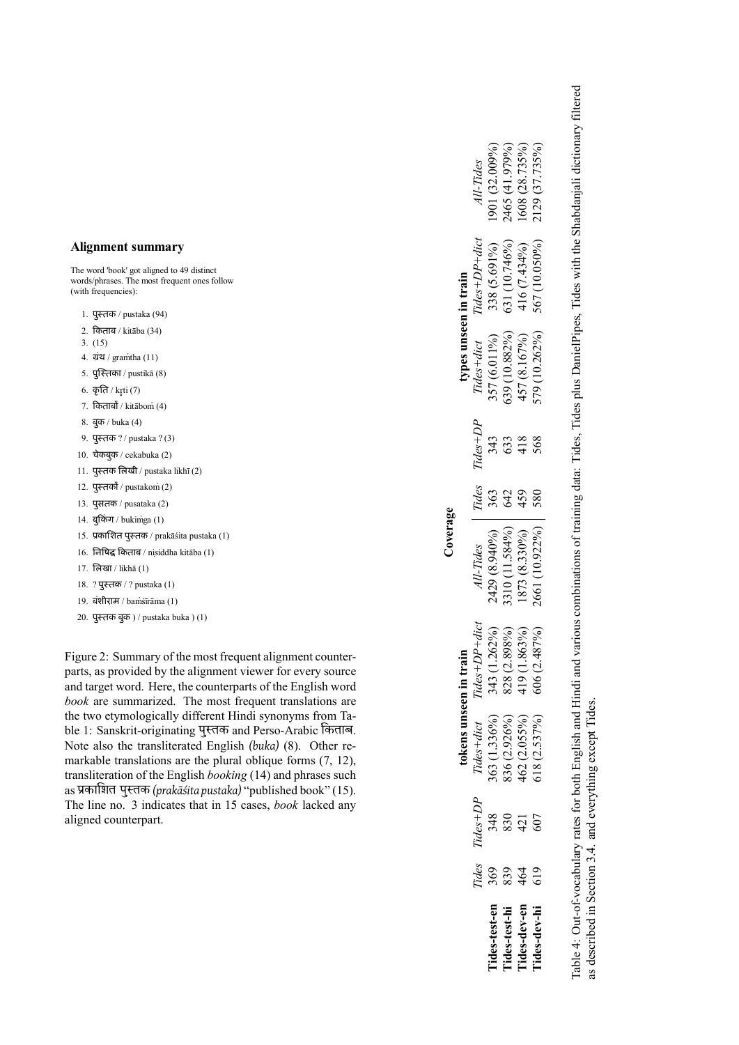**Alignment summary**

The word 'book' got aligned to 49 distinct words/phrases. The most frequent ones follow (with frequencies):

1. पुस्तक / pustaka (94)
2. किताब / kitāba (34)
3. (15)
4. ग्रंथ / graṁtha (11)
5. पुस्तिका / pustikā (8)
6. कृति / kṛti (7)
7. किताबों / kitāboṁ (4)
8. बुक / buka (4)
9. पुस्तक ? / pustaka ? (3)
10. चेकबुक / cekabuka (2)
11. पुस्तक लिखी / pustaka likhī (2)
12. पुस्तकों / pustakoṁ (2)
13. पुसतक / pusataka (2)
14. बुकिंग / bukiṁga (1)
15. प्रकाशित पुस्तक / prakāśita pustaka (1)
16. निषिद्ध किताब / niṣiddha kitāba (1)
17. लिखा / likhā (1)
18. ? पुस्तक / ? pustaka (1)
19. बंशीराम / baṁśīrāma (1)
20. पुस्तक बुक ) / pustaka buka ) (1)

Figure 2: Summary of the most frequent alignment counterparts, as provided by the alignment viewer for every source and target word. Here, the counterparts of the English word *book* are summarized. The most frequent translations are the two etymologically different Hindi synonyms from Table 1: Sanskrit-originating पुस्तक and Perso-Arabic किताब. Note also the transliterated English *(buka)* (8). Other remarkable translations are the plural oblique forms (7, 12), transliteration of the English *booking* (14) and phrases such as प्रकाशित पुस्तक *(prakāśita pustaka)* "published book" (15). The line no. 3 indicates that in 15 cases, *book* lacked any aligned counterpart.

| | Coverage | | | | | | | | | |
|---|---|---|---|---|---|---|---|---|---|---|
| | tokens unseen in train | | | | | types unseen in train | | | | |
| | *Tides* | *Tides+DP* | *Tides+dict* | *Tides+DP+dict* | *All-Tides* | *Tides* | *Tides+DP* | *Tides+dict* | *Tides+DP+dict* | *All-Tides* |
| **Tides-test-en** | 369 | 348 | 363 (1.336%) | 343 (1.262%) | 2429 (8.940%) | 363 | 343 | 357 (6.011%) | 338 (5.691%) | 1901 (32.009%) |
| **Tides-test-hi** | 839 | 830 | 836 (2.926%) | 828 (2.898%) | 3310 (11.584%) | 642 | 633 | 639 (10.882%) | 631 (10.746%) | 2465 (41.979%) |
| **Tides-dev-en** | 464 | 421 | 462 (2.055%) | 419 (1.863%) | 1873 (8.330%) | 459 | 418 | 457 (8.167%) | 416 (7.434%) | 1608 (28.735%) |
| **Tides-dev-hi** | 619 | 607 | 618 (2.537%) | 606 (2.487%) | 2661 (10.922%) | 580 | 568 | 579 (10.262%) | 567 (10.050%) | 2129 (37.735%) |

Table 4: Out-of-vocabulary rates for both English and Hindi and various combinations of training data: Tides, Tides plus DanielPipes, Tides with the Shabdanjali dictionary filtered as described in Section 3.4. and everything except Tides.